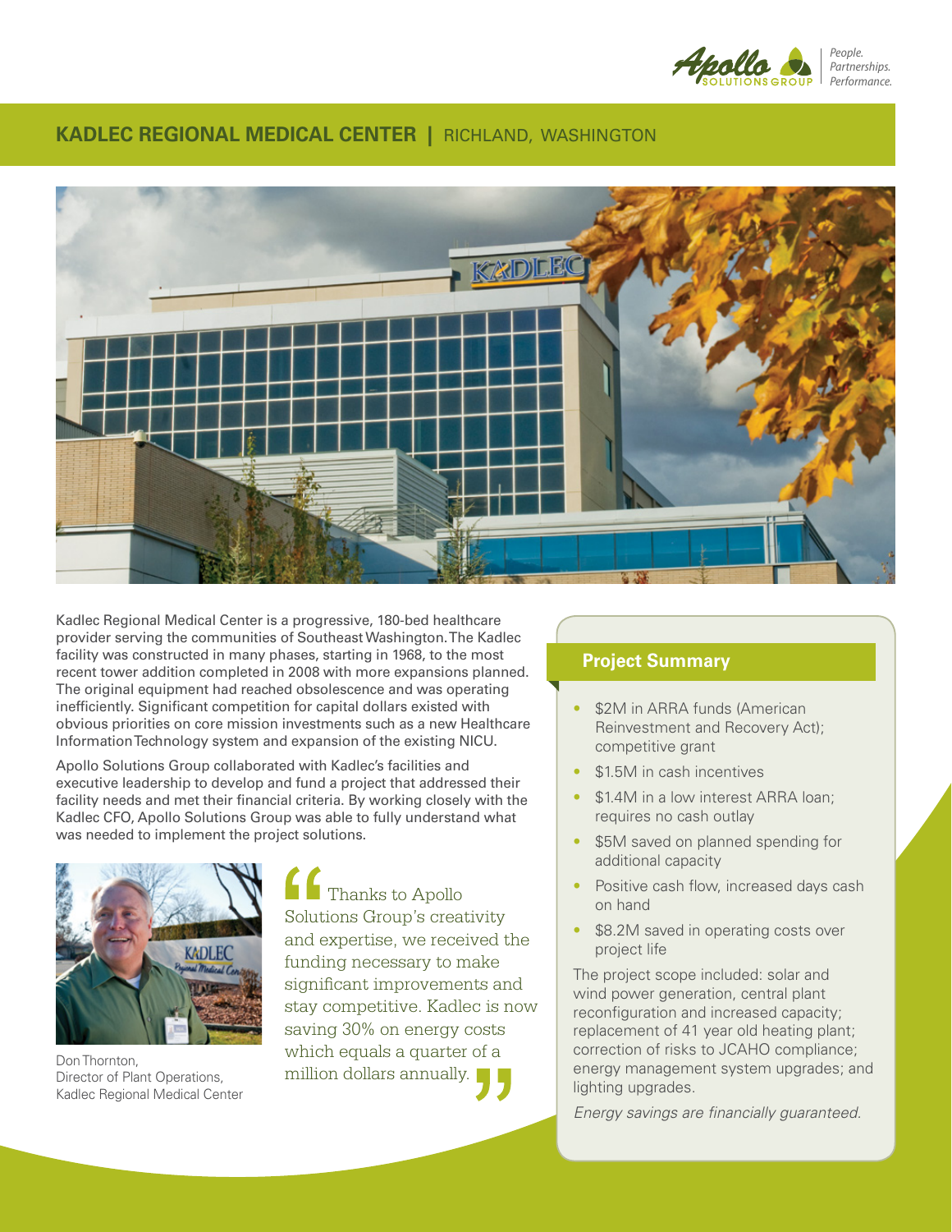Apollo Solutions Group — People. Partnerships. Performance.

# KADLEC REGIONAL MEDICAL CENTER | RICHLAND, WASHINGTON

Kadlec Regional Medical Center is a progressive, 180-bed healthcare provider serving the communities of Southeast Washington. The Kadlec facility was constructed in many phases, starting in 1968, to the most recent tower addition completed in 2008 with more expansions planned. The original equipment had reached obsolescence and was operating inefficiently. Significant competition for capital dollars existed with obvious priorities on core mission investments such as a new Healthcare Information Technology system and expansion of the existing NICU.

Apollo Solutions Group collaborated with Kadlec's facilities and executive leadership to develop and fund a project that addressed their facility needs and met their financial criteria. By working closely with the Kadlec CFO, Apollo Solutions Group was able to fully understand what was needed to implement the project solutions.

> "Thanks to Apollo Solutions Group's creativity and expertise, we received the funding necessary to make significant improvements and stay competitive. Kadlec is now saving 30% on energy costs which equals a quarter of a million dollars annually."

Don Thornton,
Director of Plant Operations,
Kadlec Regional Medical Center

## Project Summary

- $2M in ARRA funds (American Reinvestment and Recovery Act); competitive grant
- $1.5M in cash incentives
- $1.4M in a low interest ARRA loan; requires no cash outlay
- $5M saved on planned spending for additional capacity
- Positive cash flow, increased days cash on hand
- $8.2M saved in operating costs over project life

The project scope included: solar and wind power generation, central plant reconfiguration and increased capacity; replacement of 41 year old heating plant; correction of risks to JCAHO compliance; energy management system upgrades; and lighting upgrades.

*Energy savings are financially guaranteed.*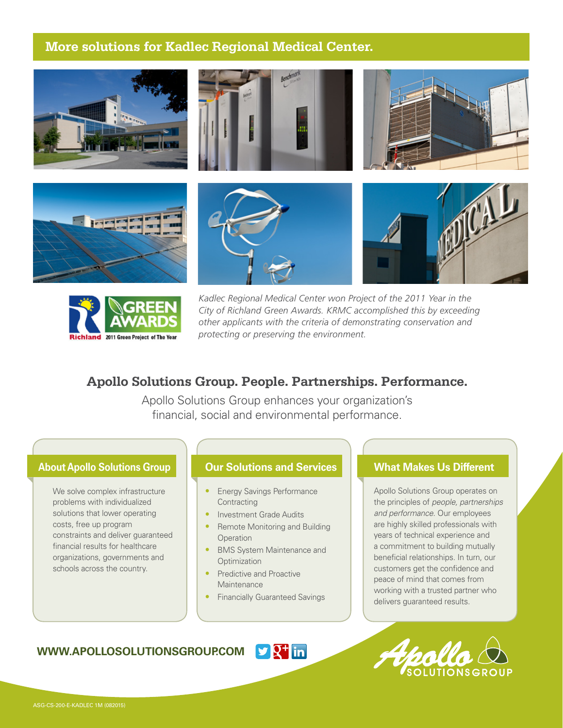## More solutions for Kadlec Regional Medical Center.

*Kadlec Regional Medical Center won Project of the 2011 Year in the City of Richland Green Awards. KRMC accomplished this by exceeding other applicants with the criteria of demonstrating conservation and protecting or preserving the environment.*

## Apollo Solutions Group. People. Partnerships. Performance.

Apollo Solutions Group enhances your organization's financial, social and environmental performance.

### About Apollo Solutions Group

We solve complex infrastructure problems with individualized solutions that lower operating costs, free up program constraints and deliver guaranteed financial results for healthcare organizations, governments and schools across the country.

### Our Solutions and Services

- Energy Savings Performance Contracting
- Investment Grade Audits
- Remote Monitoring and Building Operation
- BMS System Maintenance and Optimization
- Predictive and Proactive Maintenance
- Financially Guaranteed Savings

### What Makes Us Different

Apollo Solutions Group operates on the principles of *people, partnerships and performance.* Our employees are highly skilled professionals with years of technical experience and a commitment to building mutually beneficial relationships. In turn, our customers get the confidence and peace of mind that comes from working with a trusted partner who delivers guaranteed results.

**WWW.APOLLOSOLUTIONSGROUP.COM**

ASG-CS-200-E-KADLEC 1M (082015)